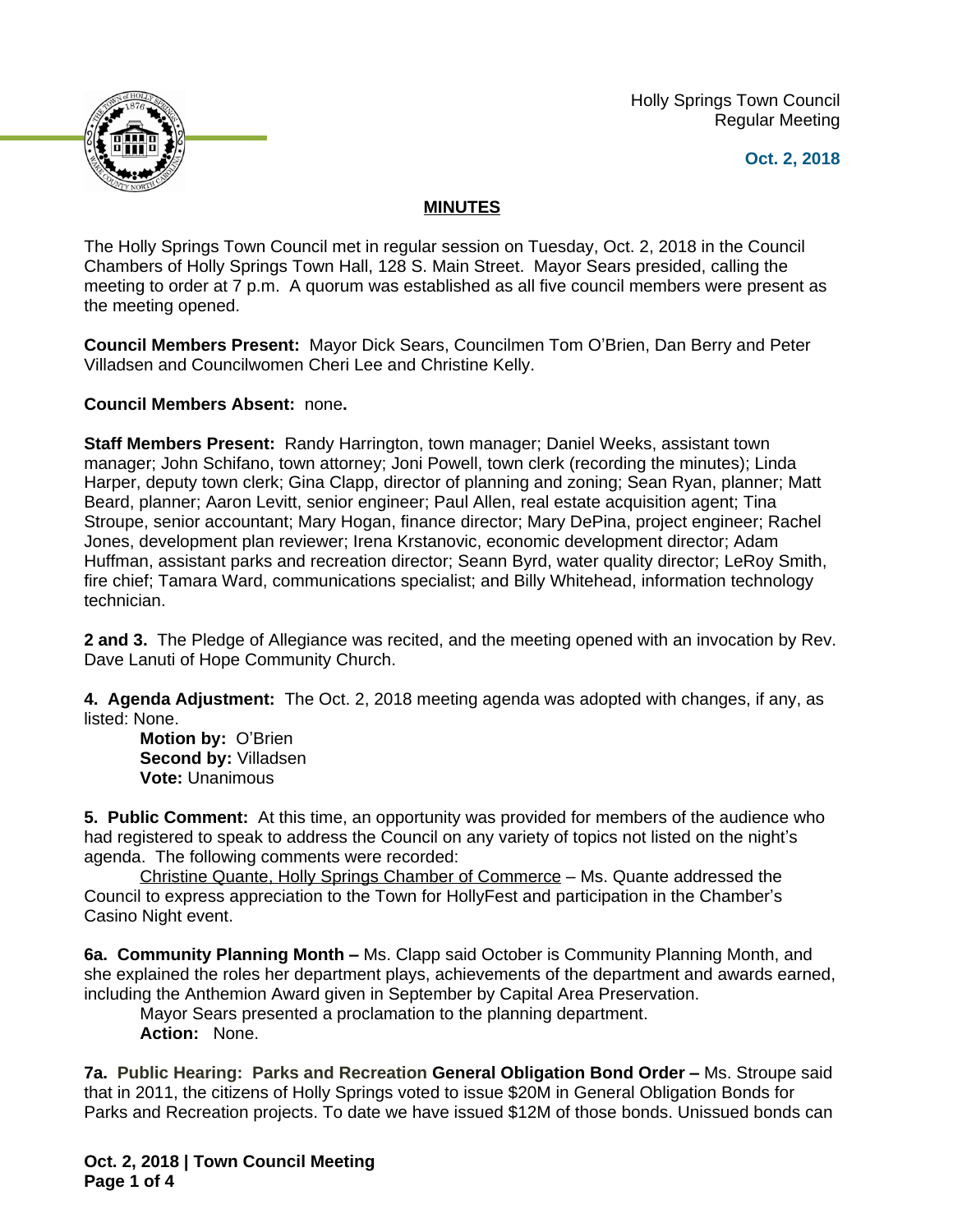Holly Springs Town Council
Regular Meeting

**Oct. 2, 2018**

## MINUTES

The Holly Springs Town Council met in regular session on Tuesday, Oct. 2, 2018 in the Council Chambers of Holly Springs Town Hall, 128 S. Main Street. Mayor Sears presided, calling the meeting to order at 7 p.m. A quorum was established as all five council members were present as the meeting opened.

**Council Members Present:** Mayor Dick Sears, Councilmen Tom O'Brien, Dan Berry and Peter Villadsen and Councilwomen Cheri Lee and Christine Kelly.

**Council Members Absent:** none**.**

**Staff Members Present:** Randy Harrington, town manager; Daniel Weeks, assistant town manager; John Schifano, town attorney; Joni Powell, town clerk (recording the minutes); Linda Harper, deputy town clerk; Gina Clapp, director of planning and zoning; Sean Ryan, planner; Matt Beard, planner; Aaron Levitt, senior engineer; Paul Allen, real estate acquisition agent; Tina Stroupe, senior accountant; Mary Hogan, finance director; Mary DePina, project engineer; Rachel Jones, development plan reviewer; Irena Krstanovic, economic development director; Adam Huffman, assistant parks and recreation director; Seann Byrd, water quality director; LeRoy Smith, fire chief; Tamara Ward, communications specialist; and Billy Whitehead, information technology technician.

**2 and 3.** The Pledge of Allegiance was recited, and the meeting opened with an invocation by Rev. Dave Lanuti of Hope Community Church.

**4. Agenda Adjustment:** The Oct. 2, 2018 meeting agenda was adopted with changes, if any, as listed: None.

**Motion by:** O'Brien
**Second by:** Villadsen
**Vote:** Unanimous

**5. Public Comment:** At this time, an opportunity was provided for members of the audience who had registered to speak to address the Council on any variety of topics not listed on the night's agenda. The following comments were recorded:

Christine Quante, Holly Springs Chamber of Commerce – Ms. Quante addressed the Council to express appreciation to the Town for HollyFest and participation in the Chamber's Casino Night event.

**6a. Community Planning Month –** Ms. Clapp said October is Community Planning Month, and she explained the roles her department plays, achievements of the department and awards earned, including the Anthemion Award given in September by Capital Area Preservation.

Mayor Sears presented a proclamation to the planning department.

**Action:** None.

**7a. Public Hearing: Parks and Recreation General Obligation Bond Order –** Ms. Stroupe said that in 2011, the citizens of Holly Springs voted to issue $20M in General Obligation Bonds for Parks and Recreation projects. To date we have issued $12M of those bonds. Unissued bonds can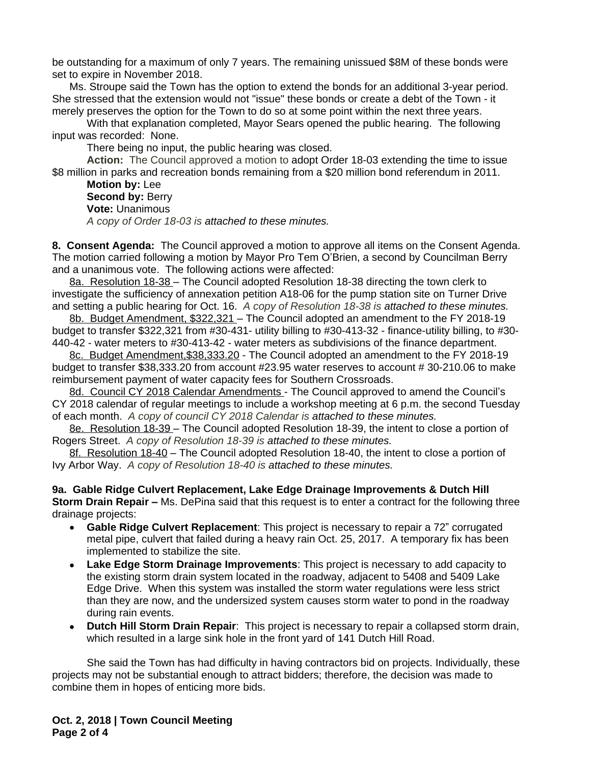be outstanding for a maximum of only 7 years. The remaining unissued $8M of these bonds were set to expire in November 2018.

Ms. Stroupe said the Town has the option to extend the bonds for an additional 3-year period. She stressed that the extension would not "issue" these bonds or create a debt of the Town - it merely preserves the option for the Town to do so at some point within the next three years.

With that explanation completed, Mayor Sears opened the public hearing. The following input was recorded: None.

There being no input, the public hearing was closed.

**Action:** The Council approved a motion to adopt Order 18-03 extending the time to issue $8 million in parks and recreation bonds remaining from a $20 million bond referendum in 2011.

**Motion by:** Lee
**Second by:** Berry
**Vote:** Unanimous
*A copy of Order 18-03 is attached to these minutes.*

**8. Consent Agenda:** The Council approved a motion to approve all items on the Consent Agenda. The motion carried following a motion by Mayor Pro Tem O'Brien, a second by Councilman Berry and a unanimous vote. The following actions were affected:

8a. Resolution 18-38 – The Council adopted Resolution 18-38 directing the town clerk to investigate the sufficiency of annexation petition A18-06 for the pump station site on Turner Drive and setting a public hearing for Oct. 16. *A copy of Resolution 18-38 is attached to these minutes.*

8b. Budget Amendment, $322,321 – The Council adopted an amendment to the FY 2018-19 budget to transfer $322,321 from #30-431- utility billing to #30-413-32 - finance-utility billing, to #30-440-42 - water meters to #30-413-42 - water meters as subdivisions of the finance department.

8c. Budget Amendment,$38,333.20 - The Council adopted an amendment to the FY 2018-19 budget to transfer $38,333.20 from account #23.95 water reserves to account # 30-210.06 to make reimbursement payment of water capacity fees for Southern Crossroads.

8d. Council CY 2018 Calendar Amendments - The Council approved to amend the Council's CY 2018 calendar of regular meetings to include a workshop meeting at 6 p.m. the second Tuesday of each month. *A copy of council CY 2018 Calendar is attached to these minutes.*

8e. Resolution 18-39 – The Council adopted Resolution 18-39, the intent to close a portion of Rogers Street. *A copy of Resolution 18-39 is attached to these minutes.*

8f. Resolution 18-40 – The Council adopted Resolution 18-40, the intent to close a portion of Ivy Arbor Way. *A copy of Resolution 18-40 is attached to these minutes.*

**9a. Gable Ridge Culvert Replacement, Lake Edge Drainage Improvements & Dutch Hill Storm Drain Repair –** Ms. DePina said that this request is to enter a contract for the following three drainage projects:

- **Gable Ridge Culvert Replacement**: This project is necessary to repair a 72" corrugated metal pipe, culvert that failed during a heavy rain Oct. 25, 2017. A temporary fix has been implemented to stabilize the site.
- **Lake Edge Storm Drainage Improvements**: This project is necessary to add capacity to the existing storm drain system located in the roadway, adjacent to 5408 and 5409 Lake Edge Drive. When this system was installed the storm water regulations were less strict than they are now, and the undersized system causes storm water to pond in the roadway during rain events.
- **Dutch Hill Storm Drain Repair**: This project is necessary to repair a collapsed storm drain, which resulted in a large sink hole in the front yard of 141 Dutch Hill Road.

She said the Town has had difficulty in having contractors bid on projects. Individually, these projects may not be substantial enough to attract bidders; therefore, the decision was made to combine them in hopes of enticing more bids.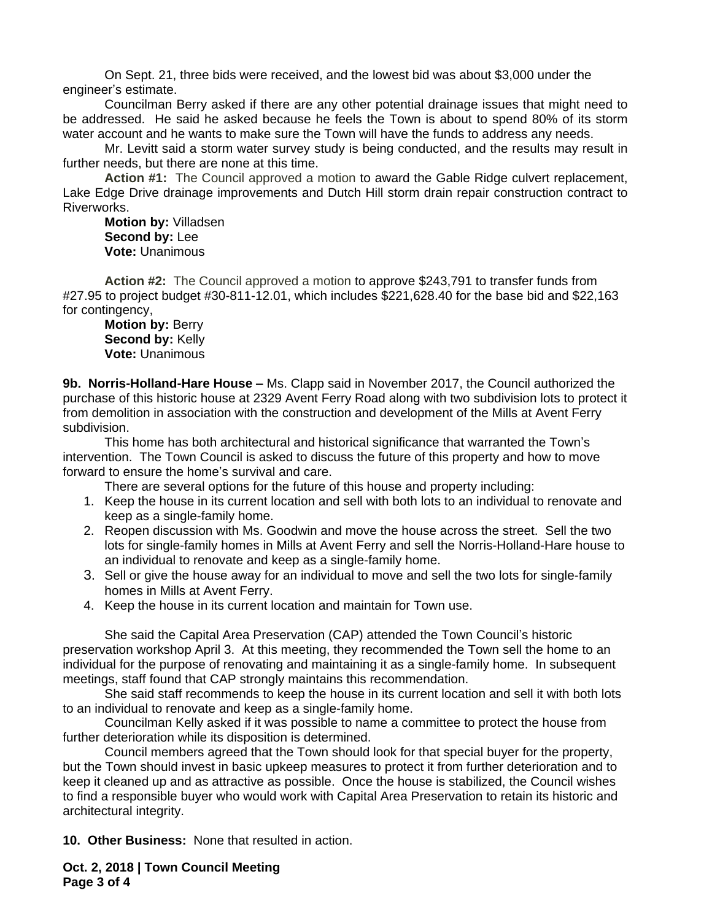On Sept. 21, three bids were received, and the lowest bid was about $3,000 under the engineer's estimate.

Councilman Berry asked if there are any other potential drainage issues that might need to be addressed. He said he asked because he feels the Town is about to spend 80% of its storm water account and he wants to make sure the Town will have the funds to address any needs.

Mr. Levitt said a storm water survey study is being conducted, and the results may result in further needs, but there are none at this time.

**Action #1:** The Council approved a motion to award the Gable Ridge culvert replacement, Lake Edge Drive drainage improvements and Dutch Hill storm drain repair construction contract to Riverworks.

**Motion by:** Villadsen
**Second by:** Lee
**Vote:** Unanimous

**Action #2:** The Council approved a motion to approve $243,791 to transfer funds from #27.95 to project budget #30-811-12.01, which includes $221,628.40 for the base bid and $22,163 for contingency,

**Motion by:** Berry
**Second by:** Kelly
**Vote:** Unanimous

**9b. Norris-Holland-Hare House –** Ms. Clapp said in November 2017, the Council authorized the purchase of this historic house at 2329 Avent Ferry Road along with two subdivision lots to protect it from demolition in association with the construction and development of the Mills at Avent Ferry subdivision.

This home has both architectural and historical significance that warranted the Town's intervention. The Town Council is asked to discuss the future of this property and how to move forward to ensure the home's survival and care.

There are several options for the future of this house and property including:

1. Keep the house in its current location and sell with both lots to an individual to renovate and keep as a single-family home.
2. Reopen discussion with Ms. Goodwin and move the house across the street. Sell the two lots for single-family homes in Mills at Avent Ferry and sell the Norris-Holland-Hare house to an individual to renovate and keep as a single-family home.
3. Sell or give the house away for an individual to move and sell the two lots for single-family homes in Mills at Avent Ferry.
4. Keep the house in its current location and maintain for Town use.

She said the Capital Area Preservation (CAP) attended the Town Council's historic preservation workshop April 3. At this meeting, they recommended the Town sell the home to an individual for the purpose of renovating and maintaining it as a single-family home. In subsequent meetings, staff found that CAP strongly maintains this recommendation.

She said staff recommends to keep the house in its current location and sell it with both lots to an individual to renovate and keep as a single-family home.

Councilman Kelly asked if it was possible to name a committee to protect the house from further deterioration while its disposition is determined.

Council members agreed that the Town should look for that special buyer for the property, but the Town should invest in basic upkeep measures to protect it from further deterioration and to keep it cleaned up and as attractive as possible. Once the house is stabilized, the Council wishes to find a responsible buyer who would work with Capital Area Preservation to retain its historic and architectural integrity.

**10. Other Business:** None that resulted in action.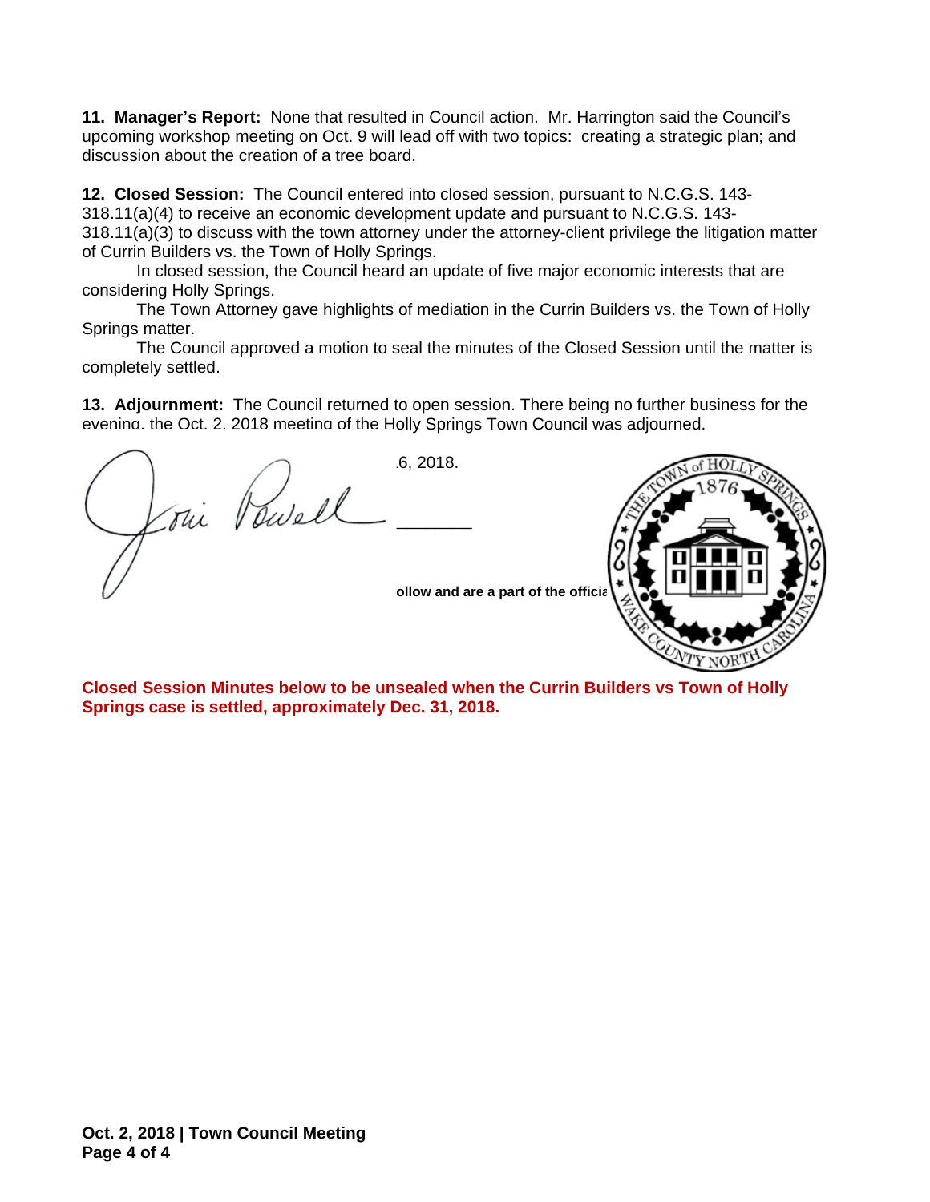**11. Manager's Report:** None that resulted in Council action. Mr. Harrington said the Council's upcoming workshop meeting on Oct. 9 will lead off with two topics: creating a strategic plan; and discussion about the creation of a tree board.

**12. Closed Session:** The Council entered into closed session, pursuant to N.C.G.S. 143-318.11(a)(4) to receive an economic development update and pursuant to N.C.G.S. 143-318.11(a)(3) to discuss with the town attorney under the attorney-client privilege the litigation matter of Currin Builders vs. the Town of Holly Springs.

In closed session, the Council heard an update of five major economic interests that are considering Holly Springs.

The Town Attorney gave highlights of mediation in the Currin Builders vs. the Town of Holly Springs matter.

The Council approved a motion to seal the minutes of the Closed Session until the matter is completely settled.

**13. Adjournment:** The Council returned to open session. There being no further business for the evening, the Oct. 2, 2018 meeting of the Holly Springs Town Council was adjourned.

.6, 2018.

________

**ollow and are a part of the officia**

THE TOWN of HOLLY SPRINGS 1876 WAKE COUNTY NORTH CAROLINA

**Closed Session Minutes below to be unsealed when the Currin Builders vs Town of Holly Springs case is settled, approximately Dec. 31, 2018.**